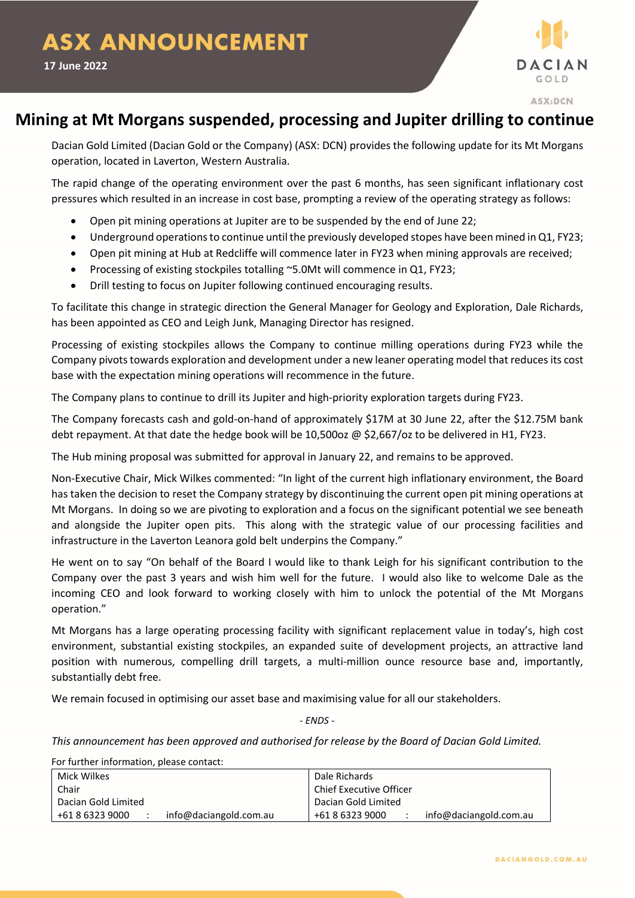# ASX ANNOUNCEMENT

**17 June 2022**

DACIAN GOLD

ASX:DCN

## Mining at Mt Morgans suspended, processing and Jupiter drilling to continue

Dacian Gold Limited (Dacian Gold or the Company) (ASX: DCN) provides the following update for its Mt Morgans operation, located in Laverton, Western Australia.

The rapid change of the operating environment over the past 6 months, has seen significant inflationary cost pressures which resulted in an increase in cost base, prompting a review of the operating strategy as follows:

- Open pit mining operations at Jupiter are to be suspended by the end of June 22;
- Underground operations to continue until the previously developed stopes have been mined in Q1, FY23;
- Open pit mining at Hub at Redcliffe will commence later in FY23 when mining approvals are received;
- Processing of existing stockpiles totalling ~5.0Mt will commence in Q1, FY23;
- Drill testing to focus on Jupiter following continued encouraging results.

To facilitate this change in strategic direction the General Manager for Geology and Exploration, Dale Richards, has been appointed as CEO and Leigh Junk, Managing Director has resigned.

Processing of existing stockpiles allows the Company to continue milling operations during FY23 while the Company pivots towards exploration and development under a new leaner operating model that reduces its cost base with the expectation mining operations will recommence in the future.

The Company plans to continue to drill its Jupiter and high-priority exploration targets during FY23.

The Company forecasts cash and gold-on-hand of approximately $17M at 30 June 22, after the $12.75M bank debt repayment. At that date the hedge book will be 10,500oz @ $2,667/oz to be delivered in H1, FY23.

The Hub mining proposal was submitted for approval in January 22, and remains to be approved.

Non-Executive Chair, Mick Wilkes commented: "In light of the current high inflationary environment, the Board has taken the decision to reset the Company strategy by discontinuing the current open pit mining operations at Mt Morgans. In doing so we are pivoting to exploration and a focus on the significant potential we see beneath and alongside the Jupiter open pits. This along with the strategic value of our processing facilities and infrastructure in the Laverton Leanora gold belt underpins the Company."

He went on to say "On behalf of the Board I would like to thank Leigh for his significant contribution to the Company over the past 3 years and wish him well for the future. I would also like to welcome Dale as the incoming CEO and look forward to working closely with him to unlock the potential of the Mt Morgans operation."

Mt Morgans has a large operating processing facility with significant replacement value in today's, high cost environment, substantial existing stockpiles, an expanded suite of development projects, an attractive land position with numerous, compelling drill targets, a multi-million ounce resource base and, importantly, substantially debt free.

We remain focused in optimising our asset base and maximising value for all our stakeholders.

*- ENDS -*

*This announcement has been approved and authorised for release by the Board of Dacian Gold Limited.*

For further information, please contact:

| Mick Wilkes | Dale Richards |
|---|---|
| Chair | Chief Executive Officer |
| Dacian Gold Limited | Dacian Gold Limited |
| +61 8 6323 9000 : info@daciangold.com.au | +61 8 6323 9000 : info@daciangold.com.au |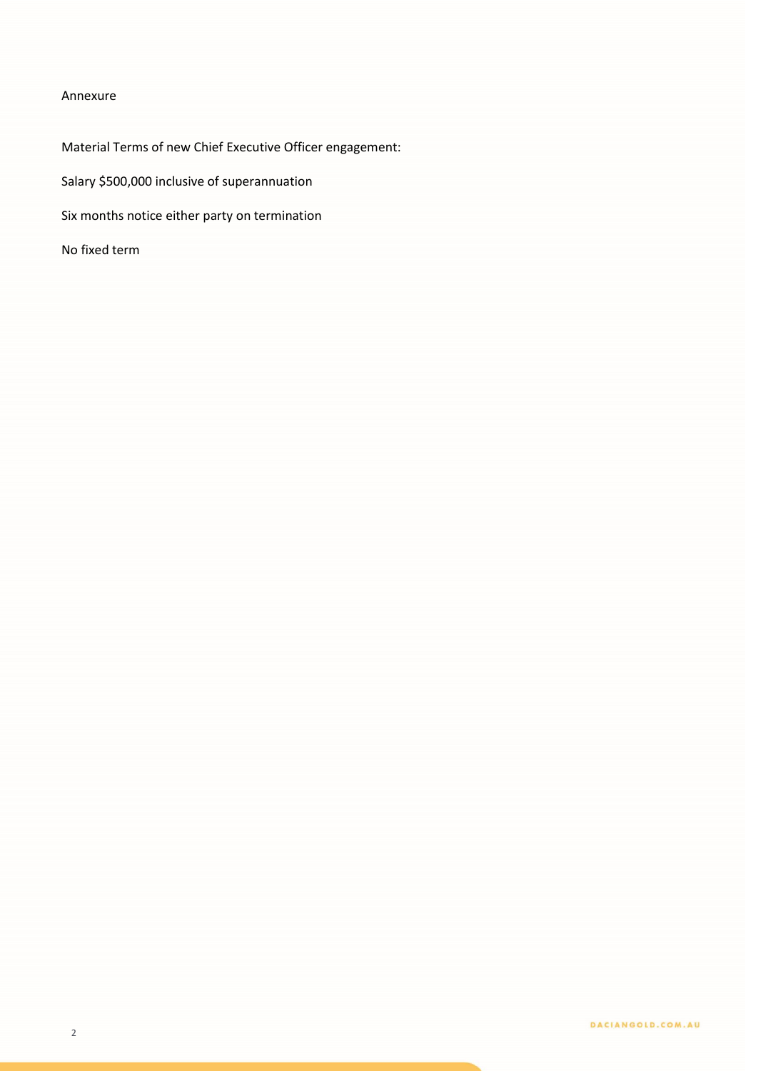Annexure

Material Terms of new Chief Executive Officer engagement:

Salary $500,000 inclusive of superannuation

Six months notice either party on termination

No fixed term